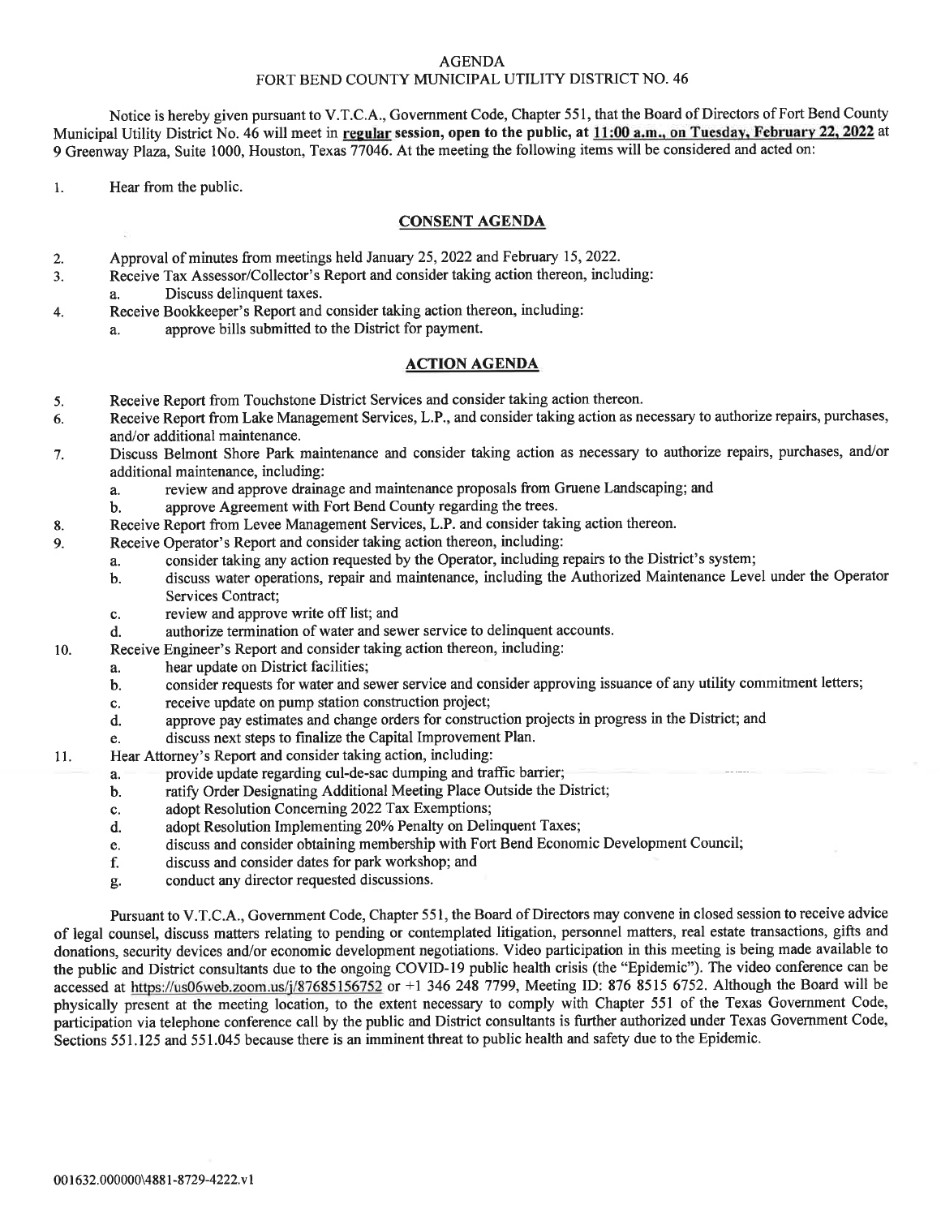# AGENDA

## FORT BEND COUNTY MUNICIPAL UTILITY DISTRICT NO. 46

Notice is hereby given pursuant to V.T.C.A., Government Code, Chapter 551, that the Board of Directors of Fort Bend County Municipal Utility District No. 46 will meet in **regular session, open to the public, at 11:00 a.m., on Tuesday, February 22, 2022** at 9 Greenway Plaza, Suite 1000, Houston, Texas 77046. At the meeting the following items will be considered and acted on:

1. Hear from the public.

### CONSENT AGENDA

2. Approval of minutes from meetings held January 25, 2022 and February 15, 2022.
3. Receive Tax Assessor/Collector's Report and consider taking action thereon, including:
   a. Discuss delinquent taxes.
4. Receive Bookkeeper's Report and consider taking action thereon, including:
   a. approve bills submitted to the District for payment.

### ACTION AGENDA

5. Receive Report from Touchstone District Services and consider taking action thereon.
6. Receive Report from Lake Management Services, L.P., and consider taking action as necessary to authorize repairs, purchases, and/or additional maintenance.
7. Discuss Belmont Shore Park maintenance and consider taking action as necessary to authorize repairs, purchases, and/or additional maintenance, including:
   a. review and approve drainage and maintenance proposals from Gruene Landscaping; and
   b. approve Agreement with Fort Bend County regarding the trees.
8. Receive Report from Levee Management Services, L.P. and consider taking action thereon.
9. Receive Operator's Report and consider taking action thereon, including:
   a. consider taking any action requested by the Operator, including repairs to the District's system;
   b. discuss water operations, repair and maintenance, including the Authorized Maintenance Level under the Operator Services Contract;
   c. review and approve write off list; and
   d. authorize termination of water and sewer service to delinquent accounts.
10. Receive Engineer's Report and consider taking action thereon, including:
    a. hear update on District facilities;
    b. consider requests for water and sewer service and consider approving issuance of any utility commitment letters;
    c. receive update on pump station construction project;
    d. approve pay estimates and change orders for construction projects in progress in the District; and
    e. discuss next steps to finalize the Capital Improvement Plan.
11. Hear Attorney's Report and consider taking action, including:
    a. provide update regarding cul-de-sac dumping and traffic barrier;
    b. ratify Order Designating Additional Meeting Place Outside the District;
    c. adopt Resolution Concerning 2022 Tax Exemptions;
    d. adopt Resolution Implementing 20% Penalty on Delinquent Taxes;
    e. discuss and consider obtaining membership with Fort Bend Economic Development Council;
    f. discuss and consider dates for park workshop; and
    g. conduct any director requested discussions.

Pursuant to V.T.C.A., Government Code, Chapter 551, the Board of Directors may convene in closed session to receive advice of legal counsel, discuss matters relating to pending or contemplated litigation, personnel matters, real estate transactions, gifts and donations, security devices and/or economic development negotiations. Video participation in this meeting is being made available to the public and District consultants due to the ongoing COVID-19 public health crisis (the "Epidemic"). The video conference can be accessed at https://us06web.zoom.us/j/87685156752 or +1 346 248 7799, Meeting ID: 876 8515 6752. Although the Board will be physically present at the meeting location, to the extent necessary to comply with Chapter 551 of the Texas Government Code, participation via telephone conference call by the public and District consultants is further authorized under Texas Government Code, Sections 551.125 and 551.045 because there is an imminent threat to public health and safety due to the Epidemic.

001632.000000\4881-8729-4222.v1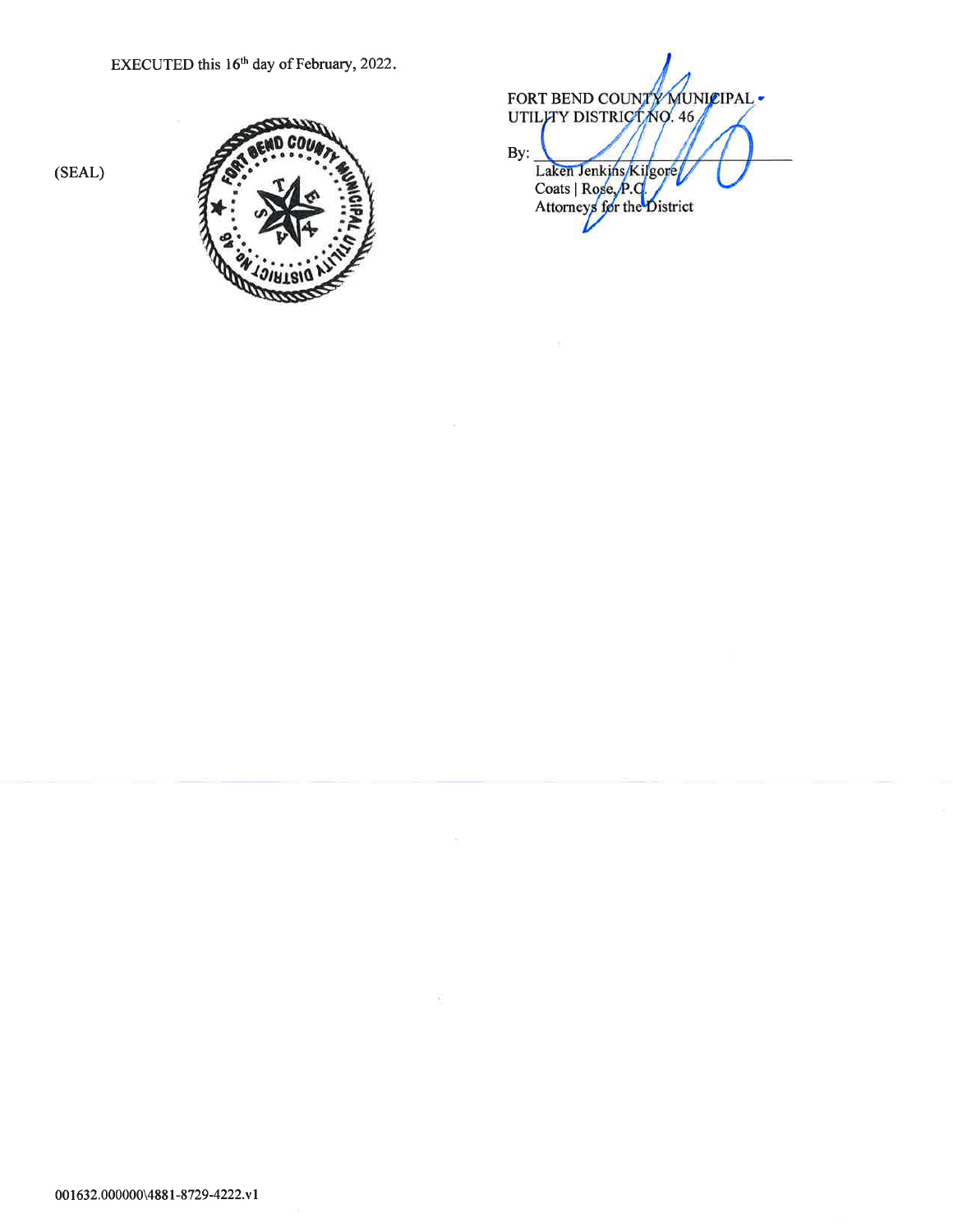EXECUTED this 16th day of February, 2022.

(SEAL)

FORT BEND COUNTY MUNICIPAL UTILITY DISTRICT NO. 46

By: \_\_\_\_\_\_\_\_\_\_\_\_\_\_\_\_\_\_\_\_\_\_\_\_\_\_\_\_\_\_\_\_
Laken Jenkins Kilgore
Coats | Rose, P.C.
Attorneys for the District

001632.000000\4881-8729-4222.v1